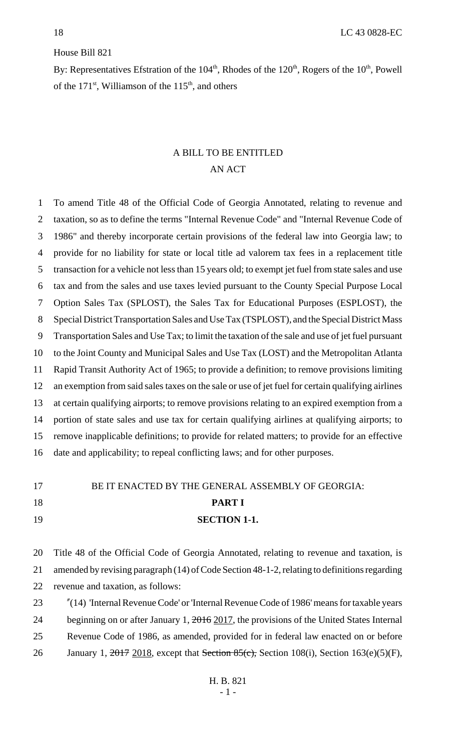House Bill 821

By: Representatives Efstration of the 104th, Rhodes of the 120th, Rogers of the 10th, Powell of the 171st, Williamson of the 115th, and others

# A BILL TO BE ENTITLED
# AN ACT

To amend Title 48 of the Official Code of Georgia Annotated, relating to revenue and taxation, so as to define the terms "Internal Revenue Code" and "Internal Revenue Code of 1986" and thereby incorporate certain provisions of the federal law into Georgia law; to provide for no liability for state or local title ad valorem tax fees in a replacement title transaction for a vehicle not less than 15 years old; to exempt jet fuel from state sales and use tax and from the sales and use taxes levied pursuant to the County Special Purpose Local Option Sales Tax (SPLOST), the Sales Tax for Educational Purposes (ESPLOST), the Special District Transportation Sales and Use Tax (TSPLOST), and the Special District Mass Transportation Sales and Use Tax; to limit the taxation of the sale and use of jet fuel pursuant to the Joint County and Municipal Sales and Use Tax (LOST) and the Metropolitan Atlanta Rapid Transit Authority Act of 1965; to provide a definition; to remove provisions limiting an exemption from said sales taxes on the sale or use of jet fuel for certain qualifying airlines at certain qualifying airports; to remove provisions relating to an expired exemption from a portion of state sales and use tax for certain qualifying airlines at qualifying airports; to remove inapplicable definitions; to provide for related matters; to provide for an effective date and applicability; to repeal conflicting laws; and for other purposes.

BE IT ENACTED BY THE GENERAL ASSEMBLY OF GEORGIA:

**PART I**

**SECTION 1-1.**

Title 48 of the Official Code of Georgia Annotated, relating to revenue and taxation, is amended by revising paragraph (14) of Code Section 48-1-2, relating to definitions regarding revenue and taxation, as follows:

"(14) 'Internal Revenue Code' or 'Internal Revenue Code of 1986' means for taxable years beginning on or after January 1, ~~2016~~ 2017, the provisions of the United States Internal Revenue Code of 1986, as amended, provided for in federal law enacted on or before January 1, ~~2017~~ 2018, except that ~~Section 85(c),~~ Section 108(i), Section 163(e)(5)(F),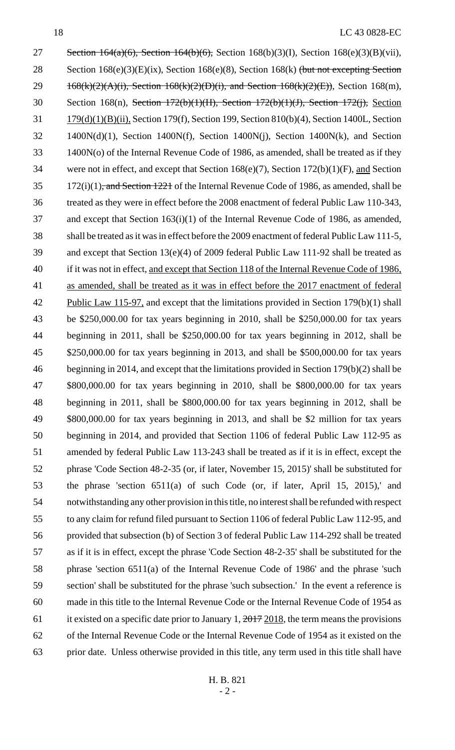Section ~~164(a)(6), Section 164(b)(6),~~ Section 168(b)(3)(I), Section 168(e)(3)(B)(vii), Section 168(e)(3)(E)(ix), Section 168(e)(8), Section 168(k) ~~(but not excepting Section 168(k)(2)(A)(i), Section 168(k)(2)(D)(i), and Section 168(k)(2)(E))~~, Section 168(m), Section 168(n), ~~Section 172(b)(1)(H), Section 172(b)(1)(J), Section 172(j),~~ <u>Section 179(d)(1)(B)(ii),</u> Section 179(f), Section 199, Section 810(b)(4), Section 1400L, Section 1400N(d)(1), Section 1400N(f), Section 1400N(j), Section 1400N(k), and Section 1400N(o) of the Internal Revenue Code of 1986, as amended, shall be treated as if they were not in effect, and except that Section 168(e)(7), Section 172(b)(1)(F), <u>and</u> Section 172(i)(1)~~, and Section 1221~~ of the Internal Revenue Code of 1986, as amended, shall be treated as they were in effect before the 2008 enactment of federal Public Law 110-343, and except that Section 163(i)(1) of the Internal Revenue Code of 1986, as amended, shall be treated as it was in effect before the 2009 enactment of federal Public Law 111-5, and except that Section 13(e)(4) of 2009 federal Public Law 111-92 shall be treated as if it was not in effect, <u>and except that Section 118 of the Internal Revenue Code of 1986, as amended, shall be treated as it was in effect before the 2017 enactment of federal Public Law 115-97,</u> and except that the limitations provided in Section 179(b)(1) shall be $250,000.00 for tax years beginning in 2010, shall be $250,000.00 for tax years beginning in 2011, shall be $250,000.00 for tax years beginning in 2012, shall be $250,000.00 for tax years beginning in 2013, and shall be $500,000.00 for tax years beginning in 2014, and except that the limitations provided in Section 179(b)(2) shall be $800,000.00 for tax years beginning in 2010, shall be $800,000.00 for tax years beginning in 2011, shall be $800,000.00 for tax years beginning in 2012, shall be $800,000.00 for tax years beginning in 2013, and shall be $2 million for tax years beginning in 2014, and provided that Section 1106 of federal Public Law 112-95 as amended by federal Public Law 113-243 shall be treated as if it is in effect, except the phrase 'Code Section 48-2-35 (or, if later, November 15, 2015)' shall be substituted for the phrase 'section 6511(a) of such Code (or, if later, April 15, 2015),' and notwithstanding any other provision in this title, no interest shall be refunded with respect to any claim for refund filed pursuant to Section 1106 of federal Public Law 112-95, and provided that subsection (b) of Section 3 of federal Public Law 114-292 shall be treated as if it is in effect, except the phrase 'Code Section 48-2-35' shall be substituted for the phrase 'section 6511(a) of the Internal Revenue Code of 1986' and the phrase 'such section' shall be substituted for the phrase 'such subsection.' In the event a reference is made in this title to the Internal Revenue Code or the Internal Revenue Code of 1954 as it existed on a specific date prior to January 1, ~~2017~~ <u>2018</u>, the term means the provisions of the Internal Revenue Code or the Internal Revenue Code of 1954 as it existed on the prior date. Unless otherwise provided in this title, any term used in this title shall have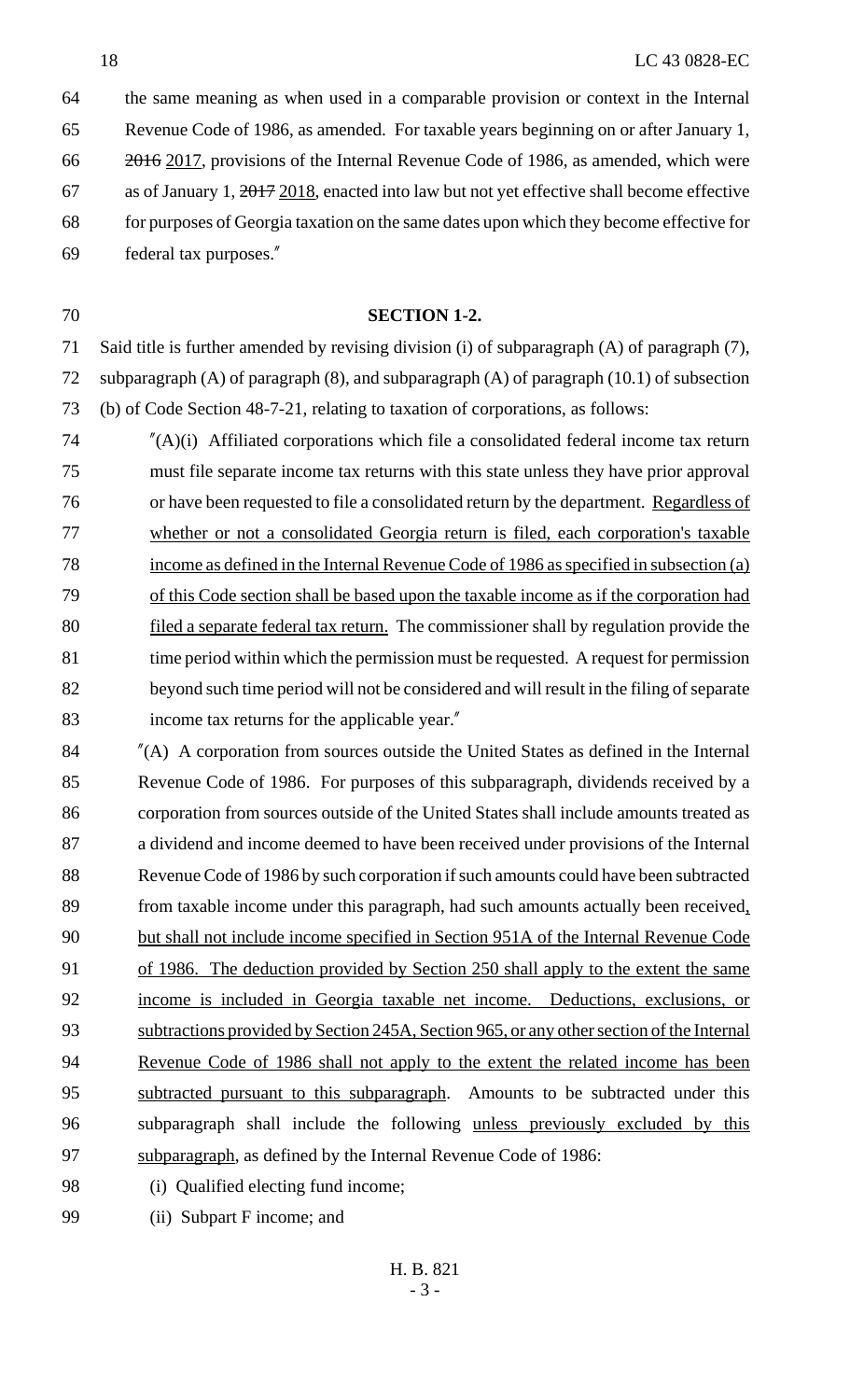the same meaning as when used in a comparable provision or context in the Internal Revenue Code of 1986, as amended. For taxable years beginning on or after January 1, ~~2016~~ 2017, provisions of the Internal Revenue Code of 1986, as amended, which were as of January 1, ~~2017~~ 2018, enacted into law but not yet effective shall become effective for purposes of Georgia taxation on the same dates upon which they become effective for federal tax purposes."

**SECTION 1-2.**

Said title is further amended by revising division (i) of subparagraph (A) of paragraph (7), subparagraph (A) of paragraph (8), and subparagraph (A) of paragraph (10.1) of subsection (b) of Code Section 48-7-21, relating to taxation of corporations, as follows:

"(A)(i) Affiliated corporations which file a consolidated federal income tax return must file separate income tax returns with this state unless they have prior approval or have been requested to file a consolidated return by the department. <u>Regardless of whether or not a consolidated Georgia return is filed, each corporation's taxable income as defined in the Internal Revenue Code of 1986 as specified in subsection (a) of this Code section shall be based upon the taxable income as if the corporation had filed a separate federal tax return.</u> The commissioner shall by regulation provide the time period within which the permission must be requested. A request for permission beyond such time period will not be considered and will result in the filing of separate income tax returns for the applicable year."

"(A) A corporation from sources outside the United States as defined in the Internal Revenue Code of 1986. For purposes of this subparagraph, dividends received by a corporation from sources outside of the United States shall include amounts treated as a dividend and income deemed to have been received under provisions of the Internal Revenue Code of 1986 by such corporation if such amounts could have been subtracted from taxable income under this paragraph, had such amounts actually been received<u>, but shall not include income specified in Section 951A of the Internal Revenue Code of 1986. The deduction provided by Section 250 shall apply to the extent the same income is included in Georgia taxable net income. Deductions, exclusions, or subtractions provided by Section 245A, Section 965, or any other section of the Internal Revenue Code of 1986 shall not apply to the extent the related income has been subtracted pursuant to this subparagraph</u>. Amounts to be subtracted under this subparagraph shall include the following <u>unless previously excluded by this subparagraph</u>, as defined by the Internal Revenue Code of 1986:

(i) Qualified electing fund income;

(ii) Subpart F income; and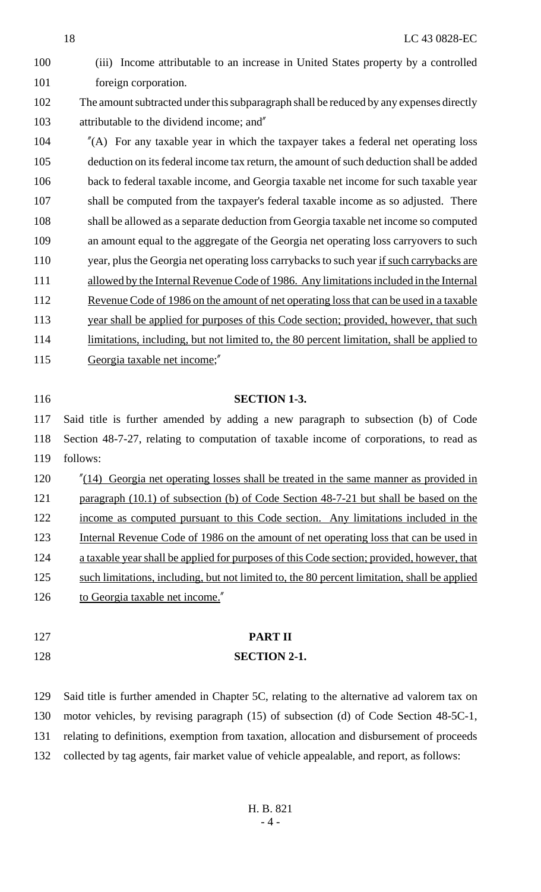(iii) Income attributable to an increase in United States property by a controlled foreign corporation.

The amount subtracted under this subparagraph shall be reduced by any expenses directly attributable to the dividend income; and"

"(A) For any taxable year in which the taxpayer takes a federal net operating loss deduction on its federal income tax return, the amount of such deduction shall be added back to federal taxable income, and Georgia taxable net income for such taxable year shall be computed from the taxpayer's federal taxable income as so adjusted. There shall be allowed as a separate deduction from Georgia taxable net income so computed an amount equal to the aggregate of the Georgia net operating loss carryovers to such year, plus the Georgia net operating loss carrybacks to such year <u>if such carrybacks are allowed by the Internal Revenue Code of 1986. Any limitations included in the Internal Revenue Code of 1986 on the amount of net operating loss that can be used in a taxable year shall be applied for purposes of this Code section; provided, however, that such limitations, including, but not limited to, the 80 percent limitation, shall be applied to Georgia taxable net income</u>;"

**SECTION 1-3.**

Said title is further amended by adding a new paragraph to subsection (b) of Code Section 48-7-27, relating to computation of taxable income of corporations, to read as follows:

"<u>(14) Georgia net operating losses shall be treated in the same manner as provided in paragraph (10.1) of subsection (b) of Code Section 48-7-21 but shall be based on the income as computed pursuant to this Code section. Any limitations included in the Internal Revenue Code of 1986 on the amount of net operating loss that can be used in a taxable year shall be applied for purposes of this Code section; provided, however, that such limitations, including, but not limited to, the 80 percent limitation, shall be applied to Georgia taxable net income.</u>"

**PART II**

**SECTION 2-1.**

Said title is further amended in Chapter 5C, relating to the alternative ad valorem tax on motor vehicles, by revising paragraph (15) of subsection (d) of Code Section 48-5C-1, relating to definitions, exemption from taxation, allocation and disbursement of proceeds collected by tag agents, fair market value of vehicle appealable, and report, as follows: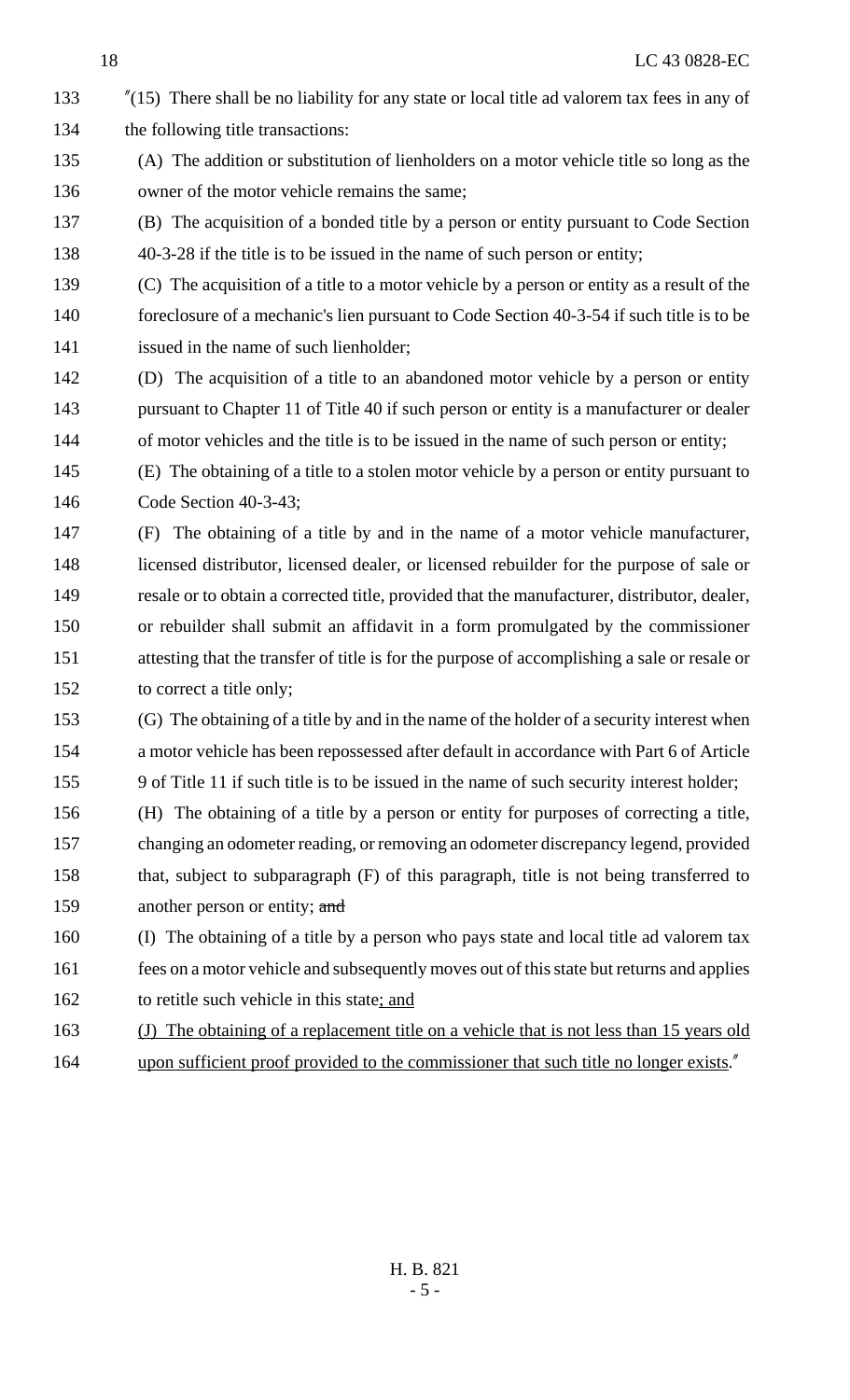"(15) There shall be no liability for any state or local title ad valorem tax fees in any of the following title transactions:

(A) The addition or substitution of lienholders on a motor vehicle title so long as the owner of the motor vehicle remains the same;

(B) The acquisition of a bonded title by a person or entity pursuant to Code Section 40-3-28 if the title is to be issued in the name of such person or entity;

(C) The acquisition of a title to a motor vehicle by a person or entity as a result of the foreclosure of a mechanic's lien pursuant to Code Section 40-3-54 if such title is to be issued in the name of such lienholder;

(D) The acquisition of a title to an abandoned motor vehicle by a person or entity pursuant to Chapter 11 of Title 40 if such person or entity is a manufacturer or dealer of motor vehicles and the title is to be issued in the name of such person or entity;

(E) The obtaining of a title to a stolen motor vehicle by a person or entity pursuant to Code Section 40-3-43;

(F) The obtaining of a title by and in the name of a motor vehicle manufacturer, licensed distributor, licensed dealer, or licensed rebuilder for the purpose of sale or resale or to obtain a corrected title, provided that the manufacturer, distributor, dealer, or rebuilder shall submit an affidavit in a form promulgated by the commissioner attesting that the transfer of title is for the purpose of accomplishing a sale or resale or to correct a title only;

(G) The obtaining of a title by and in the name of the holder of a security interest when a motor vehicle has been repossessed after default in accordance with Part 6 of Article 9 of Title 11 if such title is to be issued in the name of such security interest holder;

(H) The obtaining of a title by a person or entity for purposes of correcting a title, changing an odometer reading, or removing an odometer discrepancy legend, provided that, subject to subparagraph (F) of this paragraph, title is not being transferred to another person or entity; ~~and~~

(I) The obtaining of a title by a person who pays state and local title ad valorem tax fees on a motor vehicle and subsequently moves out of this state but returns and applies to retitle such vehicle in this state<u>; and</u>

<u>(J) The obtaining of a replacement title on a vehicle that is not less than 15 years old upon sufficient proof provided to the commissioner that such title no longer exists</u>."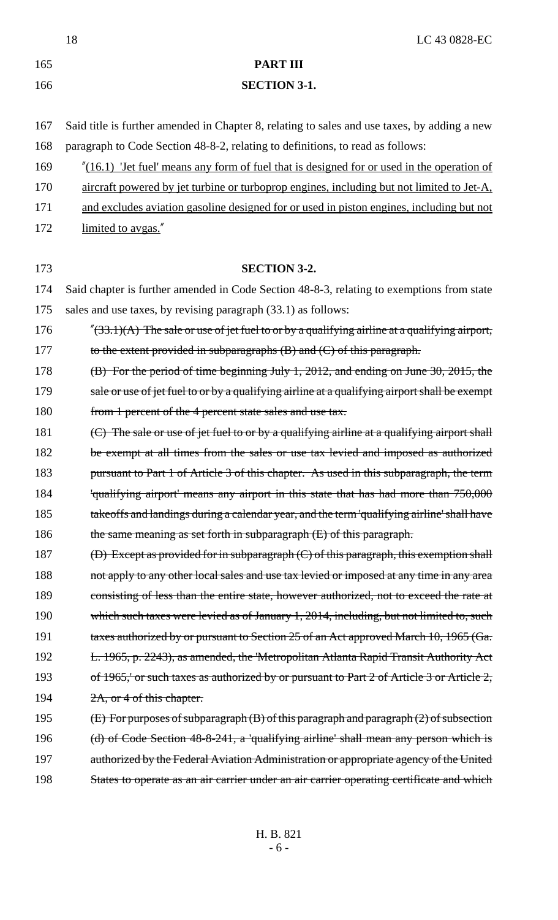**PART III**

**SECTION 3-1.**

Said title is further amended in Chapter 8, relating to sales and use taxes, by adding a new paragraph to Code Section 48-8-2, relating to definitions, to read as follows:

"<u>(16.1) 'Jet fuel' means any form of fuel that is designed for or used in the operation of aircraft powered by jet turbine or turboprop engines, including but not limited to Jet-A, and excludes aviation gasoline designed for or used in piston engines, including but not limited to avgas.</u>"

**SECTION 3-2.**

Said chapter is further amended in Code Section 48-8-3, relating to exemptions from state sales and use taxes, by revising paragraph (33.1) as follows:

"~~(33.1)(A) The sale or use of jet fuel to or by a qualifying airline at a qualifying airport, to the extent provided in subparagraphs (B) and (C) of this paragraph.~~

~~(B) For the period of time beginning July 1, 2012, and ending on June 30, 2015, the sale or use of jet fuel to or by a qualifying airline at a qualifying airport shall be exempt from 1 percent of the 4 percent state sales and use tax.~~

~~(C) The sale or use of jet fuel to or by a qualifying airline at a qualifying airport shall be exempt at all times from the sales or use tax levied and imposed as authorized pursuant to Part 1 of Article 3 of this chapter. As used in this subparagraph, the term 'qualifying airport' means any airport in this state that has had more than 750,000 takeoffs and landings during a calendar year, and the term 'qualifying airline' shall have the same meaning as set forth in subparagraph (E) of this paragraph.~~

~~(D) Except as provided for in subparagraph (C) of this paragraph, this exemption shall not apply to any other local sales and use tax levied or imposed at any time in any area consisting of less than the entire state, however authorized, not to exceed the rate at which such taxes were levied as of January 1, 2014, including, but not limited to, such taxes authorized by or pursuant to Section 25 of an Act approved March 10, 1965 (Ga. L. 1965, p. 2243), as amended, the 'Metropolitan Atlanta Rapid Transit Authority Act of 1965,' or such taxes as authorized by or pursuant to Part 2 of Article 3 or Article 2, 2A, or 4 of this chapter.~~

~~(E) For purposes of subparagraph (B) of this paragraph and paragraph (2) of subsection (d) of Code Section 48-8-241, a 'qualifying airline' shall mean any person which is authorized by the Federal Aviation Administration or appropriate agency of the United States to operate as an air carrier under an air carrier operating certificate and which~~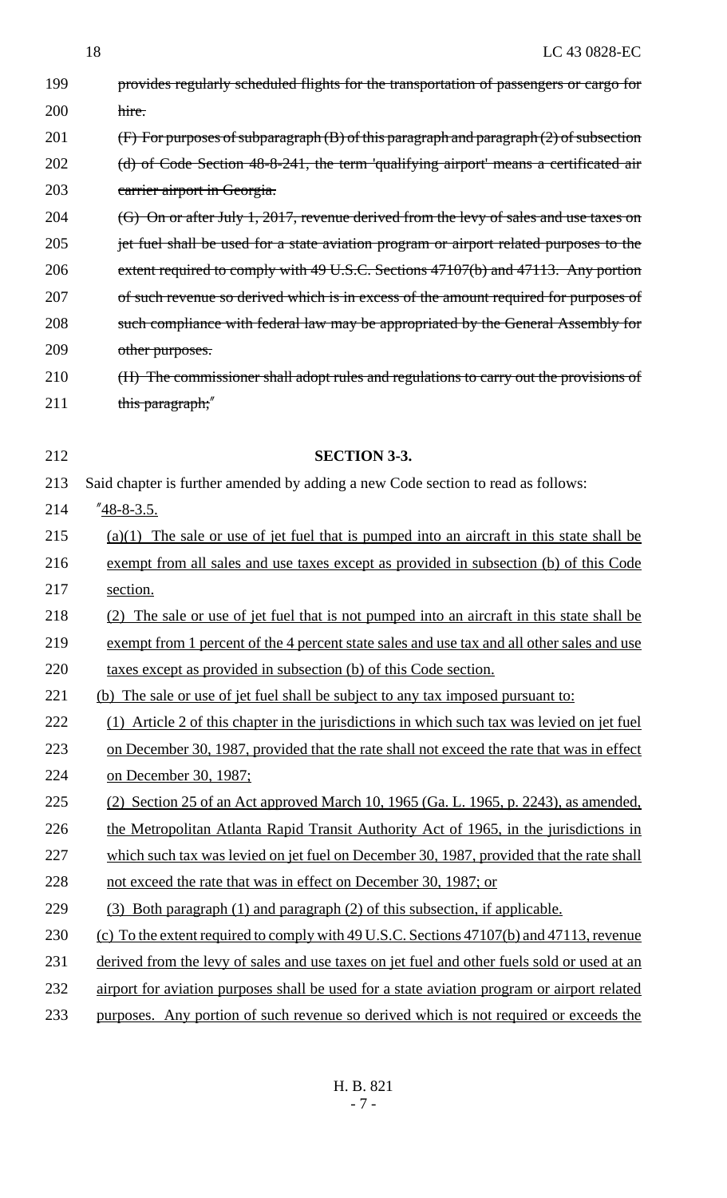~~provides regularly scheduled flights for the transportation of passengers or cargo for hire.~~

~~(F) For purposes of subparagraph (B) of this paragraph and paragraph (2) of subsection (d) of Code Section 48-8-241, the term 'qualifying airport' means a certificated air carrier airport in Georgia.~~

~~(G) On or after July 1, 2017, revenue derived from the levy of sales and use taxes on jet fuel shall be used for a state aviation program or airport related purposes to the extent required to comply with 49 U.S.C. Sections 47107(b) and 47113. Any portion of such revenue so derived which is in excess of the amount required for purposes of such compliance with federal law may be appropriated by the General Assembly for other purposes.~~

~~(H) The commissioner shall adopt rules and regulations to carry out the provisions of this paragraph;~~"

**SECTION 3-3.**

Said chapter is further amended by adding a new Code section to read as follows:

"48-8-3.5.

(a)(1) The sale or use of jet fuel that is pumped into an aircraft in this state shall be exempt from all sales and use taxes except as provided in subsection (b) of this Code section.

(2) The sale or use of jet fuel that is not pumped into an aircraft in this state shall be exempt from 1 percent of the 4 percent state sales and use tax and all other sales and use taxes except as provided in subsection (b) of this Code section.

(b) The sale or use of jet fuel shall be subject to any tax imposed pursuant to:

(1) Article 2 of this chapter in the jurisdictions in which such tax was levied on jet fuel on December 30, 1987, provided that the rate shall not exceed the rate that was in effect on December 30, 1987;

(2) Section 25 of an Act approved March 10, 1965 (Ga. L. 1965, p. 2243), as amended, the Metropolitan Atlanta Rapid Transit Authority Act of 1965, in the jurisdictions in which such tax was levied on jet fuel on December 30, 1987, provided that the rate shall not exceed the rate that was in effect on December 30, 1987; or

(3) Both paragraph (1) and paragraph (2) of this subsection, if applicable.

(c) To the extent required to comply with 49 U.S.C. Sections 47107(b) and 47113, revenue derived from the levy of sales and use taxes on jet fuel and other fuels sold or used at an airport for aviation purposes shall be used for a state aviation program or airport related purposes. Any portion of such revenue so derived which is not required or exceeds the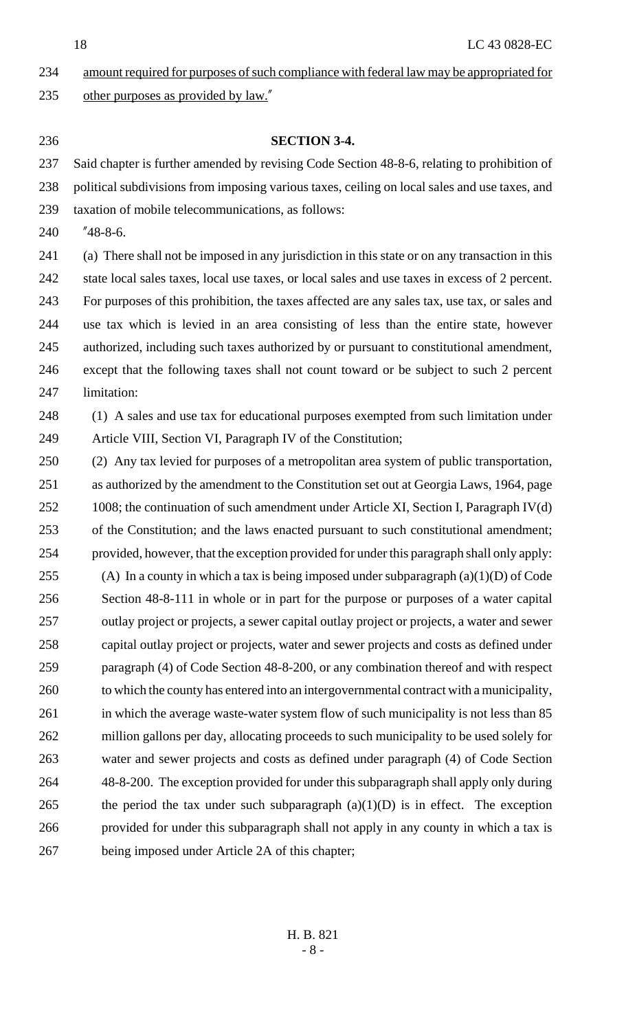amount required for purposes of such compliance with federal law may be appropriated for other purposes as provided by law."

**SECTION 3-4.**

Said chapter is further amended by revising Code Section 48-8-6, relating to prohibition of political subdivisions from imposing various taxes, ceiling on local sales and use taxes, and taxation of mobile telecommunications, as follows:

"48-8-6.

(a) There shall not be imposed in any jurisdiction in this state or on any transaction in this state local sales taxes, local use taxes, or local sales and use taxes in excess of 2 percent. For purposes of this prohibition, the taxes affected are any sales tax, use tax, or sales and use tax which is levied in an area consisting of less than the entire state, however authorized, including such taxes authorized by or pursuant to constitutional amendment, except that the following taxes shall not count toward or be subject to such 2 percent limitation:

(1) A sales and use tax for educational purposes exempted from such limitation under Article VIII, Section VI, Paragraph IV of the Constitution;

(2) Any tax levied for purposes of a metropolitan area system of public transportation, as authorized by the amendment to the Constitution set out at Georgia Laws, 1964, page 1008; the continuation of such amendment under Article XI, Section I, Paragraph IV(d) of the Constitution; and the laws enacted pursuant to such constitutional amendment; provided, however, that the exception provided for under this paragraph shall only apply:

(A) In a county in which a tax is being imposed under subparagraph (a)(1)(D) of Code Section 48-8-111 in whole or in part for the purpose or purposes of a water capital outlay project or projects, a sewer capital outlay project or projects, a water and sewer capital outlay project or projects, water and sewer projects and costs as defined under paragraph (4) of Code Section 48-8-200, or any combination thereof and with respect to which the county has entered into an intergovernmental contract with a municipality, in which the average waste-water system flow of such municipality is not less than 85 million gallons per day, allocating proceeds to such municipality to be used solely for water and sewer projects and costs as defined under paragraph (4) of Code Section 48-8-200. The exception provided for under this subparagraph shall apply only during the period the tax under such subparagraph (a)(1)(D) is in effect. The exception provided for under this subparagraph shall not apply in any county in which a tax is being imposed under Article 2A of this chapter;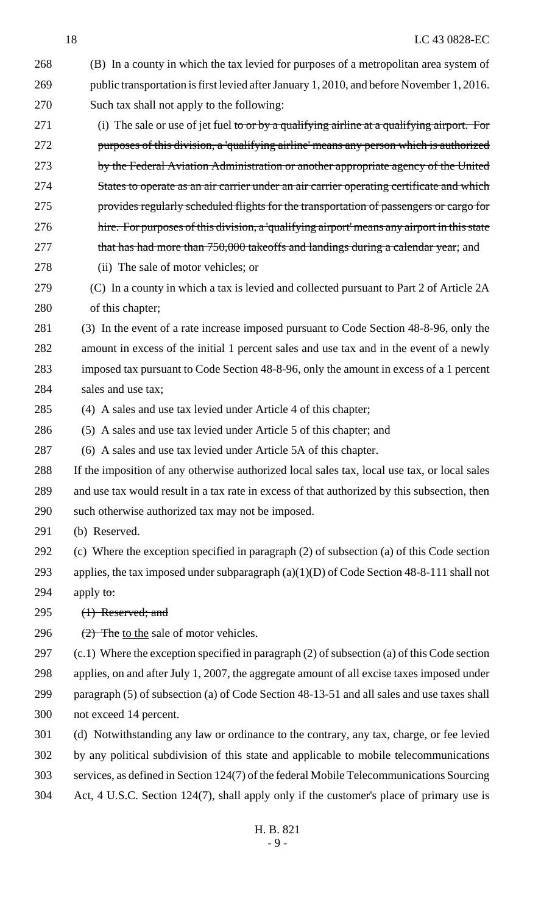(B) In a county in which the tax levied for purposes of a metropolitan area system of public transportation is first levied after January 1, 2010, and before November 1, 2016. Such tax shall not apply to the following:

(i) The sale or use of jet fuel ~~to or by a qualifying airline at a qualifying airport. For purposes of this division, a 'qualifying airline' means any person which is authorized by the Federal Aviation Administration or another appropriate agency of the United States to operate as an air carrier under an air carrier operating certificate and which provides regularly scheduled flights for the transportation of passengers or cargo for hire. For purposes of this division, a 'qualifying airport' means any airport in this state that has had more than 750,000 takeoffs and landings during a calendar year~~; and

(ii) The sale of motor vehicles; or

(C) In a county in which a tax is levied and collected pursuant to Part 2 of Article 2A of this chapter;

(3) In the event of a rate increase imposed pursuant to Code Section 48-8-96, only the amount in excess of the initial 1 percent sales and use tax and in the event of a newly imposed tax pursuant to Code Section 48-8-96, only the amount in excess of a 1 percent sales and use tax;

(4) A sales and use tax levied under Article 4 of this chapter;

(5) A sales and use tax levied under Article 5 of this chapter; and

(6) A sales and use tax levied under Article 5A of this chapter.

If the imposition of any otherwise authorized local sales tax, local use tax, or local sales and use tax would result in a tax rate in excess of that authorized by this subsection, then such otherwise authorized tax may not be imposed.

(b) Reserved.

(c) Where the exception specified in paragraph (2) of subsection (a) of this Code section applies, the tax imposed under subparagraph (a)(1)(D) of Code Section 48-8-111 shall not apply ~~to:~~

~~(1) Reserved; and~~

~~(2) The~~ <u>to the</u> sale of motor vehicles.

(c.1) Where the exception specified in paragraph (2) of subsection (a) of this Code section applies, on and after July 1, 2007, the aggregate amount of all excise taxes imposed under paragraph (5) of subsection (a) of Code Section 48-13-51 and all sales and use taxes shall not exceed 14 percent.

(d) Notwithstanding any law or ordinance to the contrary, any tax, charge, or fee levied by any political subdivision of this state and applicable to mobile telecommunications services, as defined in Section 124(7) of the federal Mobile Telecommunications Sourcing Act, 4 U.S.C. Section 124(7), shall apply only if the customer's place of primary use is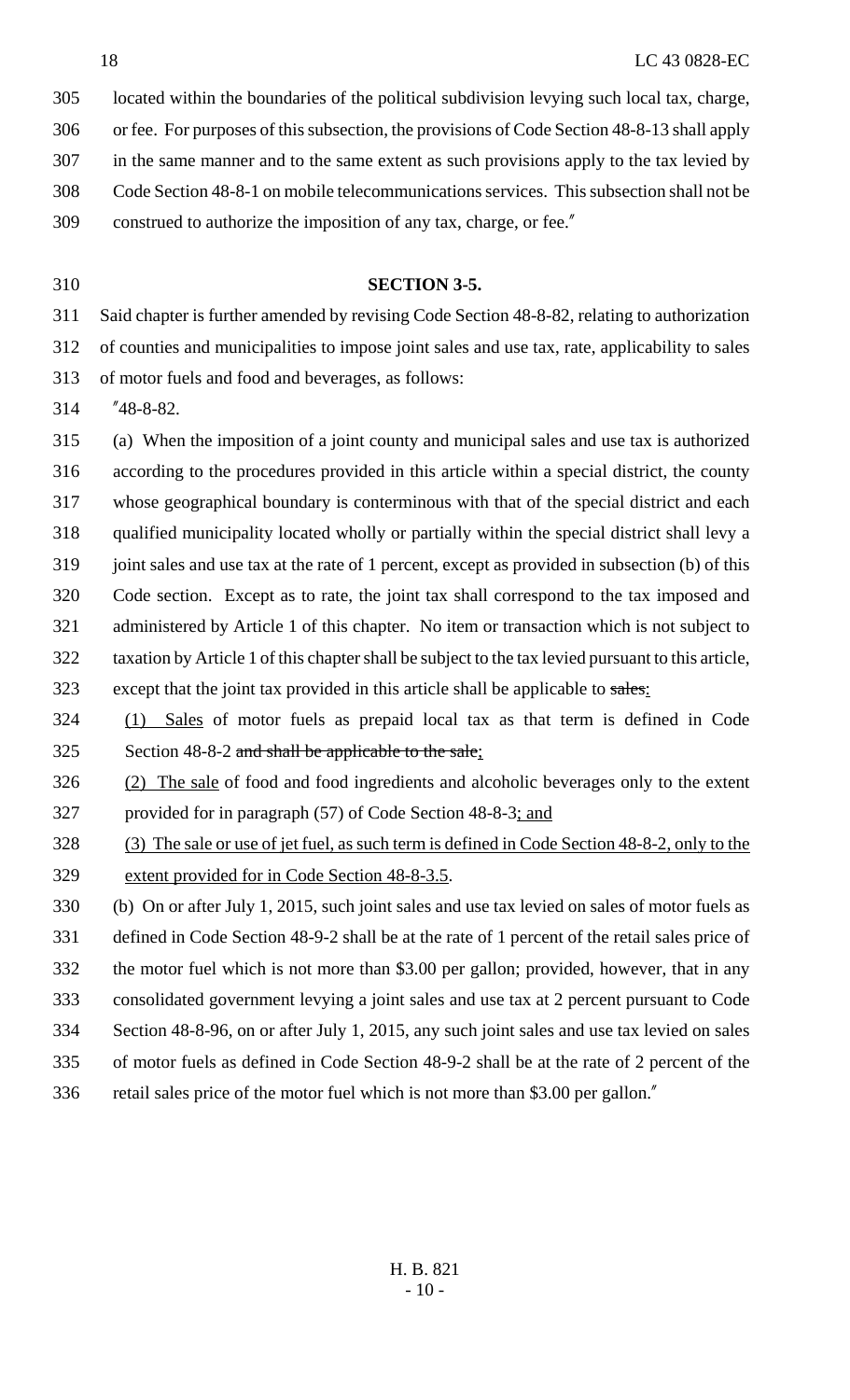located within the boundaries of the political subdivision levying such local tax, charge, or fee. For purposes of this subsection, the provisions of Code Section 48-8-13 shall apply in the same manner and to the same extent as such provisions apply to the tax levied by Code Section 48-8-1 on mobile telecommunications services. This subsection shall not be construed to authorize the imposition of any tax, charge, or fee."

**SECTION 3-5.**

Said chapter is further amended by revising Code Section 48-8-82, relating to authorization of counties and municipalities to impose joint sales and use tax, rate, applicability to sales of motor fuels and food and beverages, as follows:

"48-8-82.

(a) When the imposition of a joint county and municipal sales and use tax is authorized according to the procedures provided in this article within a special district, the county whose geographical boundary is conterminous with that of the special district and each qualified municipality located wholly or partially within the special district shall levy a joint sales and use tax at the rate of 1 percent, except as provided in subsection (b) of this Code section. Except as to rate, the joint tax shall correspond to the tax imposed and administered by Article 1 of this chapter. No item or transaction which is not subject to taxation by Article 1 of this chapter shall be subject to the tax levied pursuant to this article, except that the joint tax provided in this article shall be applicable to ~~sales~~:

(1) Sales of motor fuels as prepaid local tax as that term is defined in Code Section 48-8-2 ~~and shall be applicable to the sale~~;

(2) The sale of food and food ingredients and alcoholic beverages only to the extent provided for in paragraph (57) of Code Section 48-8-3; and

(3) The sale or use of jet fuel, as such term is defined in Code Section 48-8-2, only to the extent provided for in Code Section 48-8-3.5.

(b) On or after July 1, 2015, such joint sales and use tax levied on sales of motor fuels as defined in Code Section 48-9-2 shall be at the rate of 1 percent of the retail sales price of the motor fuel which is not more than $3.00 per gallon; provided, however, that in any consolidated government levying a joint sales and use tax at 2 percent pursuant to Code Section 48-8-96, on or after July 1, 2015, any such joint sales and use tax levied on sales of motor fuels as defined in Code Section 48-9-2 shall be at the rate of 2 percent of the retail sales price of the motor fuel which is not more than $3.00 per gallon."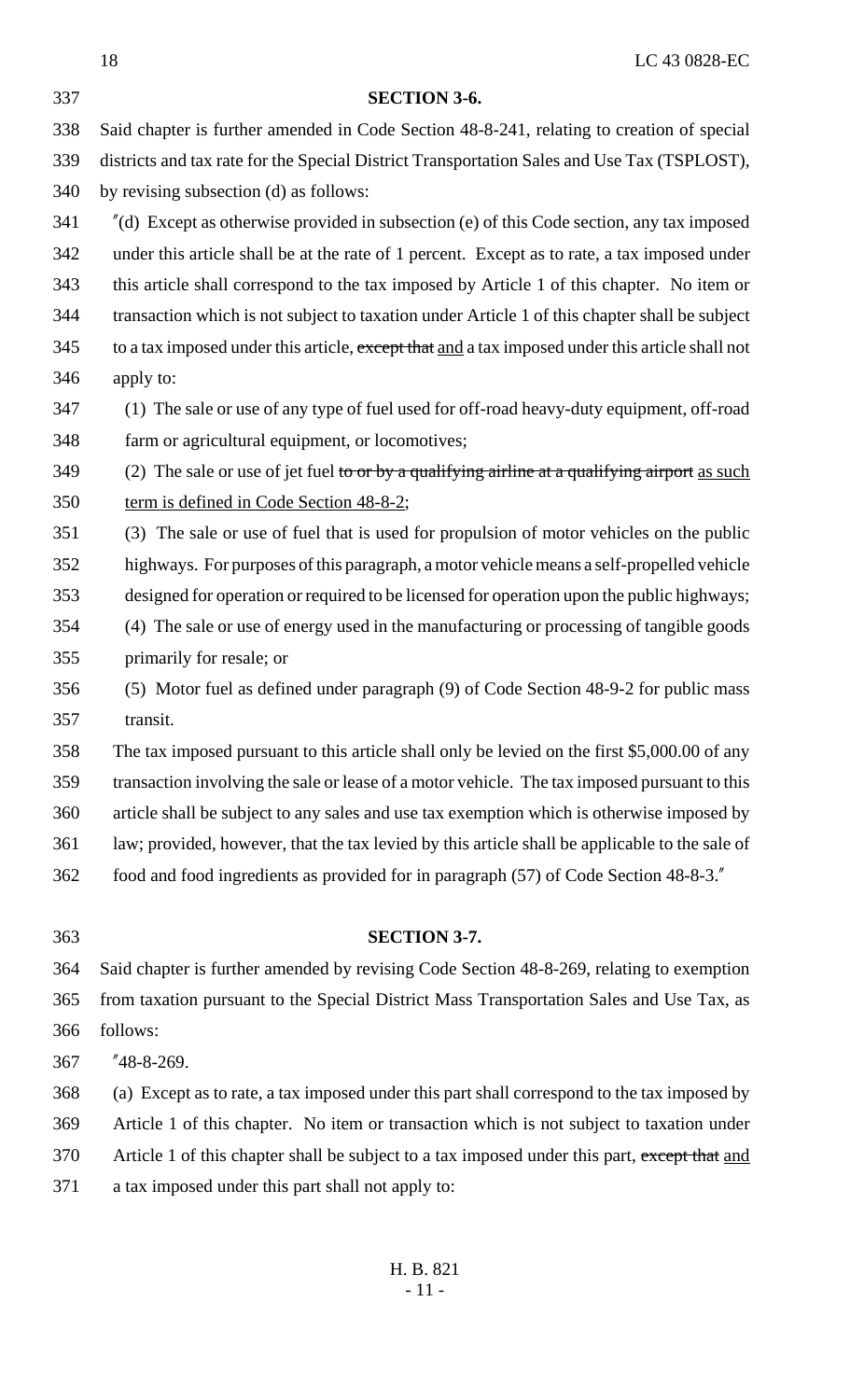**SECTION 3-6.**

Said chapter is further amended in Code Section 48-8-241, relating to creation of special districts and tax rate for the Special District Transportation Sales and Use Tax (TSPLOST), by revising subsection (d) as follows:

"(d) Except as otherwise provided in subsection (e) of this Code section, any tax imposed under this article shall be at the rate of 1 percent. Except as to rate, a tax imposed under this article shall correspond to the tax imposed by Article 1 of this chapter. No item or transaction which is not subject to taxation under Article 1 of this chapter shall be subject to a tax imposed under this article, ~~except that~~ and a tax imposed under this article shall not apply to:

(1) The sale or use of any type of fuel used for off-road heavy-duty equipment, off-road farm or agricultural equipment, or locomotives;

(2) The sale or use of jet fuel ~~to or by a qualifying airline at a qualifying airport~~ as such term is defined in Code Section 48-8-2;

(3) The sale or use of fuel that is used for propulsion of motor vehicles on the public highways. For purposes of this paragraph, a motor vehicle means a self-propelled vehicle designed for operation or required to be licensed for operation upon the public highways;

(4) The sale or use of energy used in the manufacturing or processing of tangible goods primarily for resale; or

(5) Motor fuel as defined under paragraph (9) of Code Section 48-9-2 for public mass transit.

The tax imposed pursuant to this article shall only be levied on the first $5,000.00 of any transaction involving the sale or lease of a motor vehicle. The tax imposed pursuant to this article shall be subject to any sales and use tax exemption which is otherwise imposed by law; provided, however, that the tax levied by this article shall be applicable to the sale of food and food ingredients as provided for in paragraph (57) of Code Section 48-8-3."

**SECTION 3-7.**

Said chapter is further amended by revising Code Section 48-8-269, relating to exemption from taxation pursuant to the Special District Mass Transportation Sales and Use Tax, as follows:

"48-8-269.

(a) Except as to rate, a tax imposed under this part shall correspond to the tax imposed by Article 1 of this chapter. No item or transaction which is not subject to taxation under Article 1 of this chapter shall be subject to a tax imposed under this part, ~~except that~~ and a tax imposed under this part shall not apply to: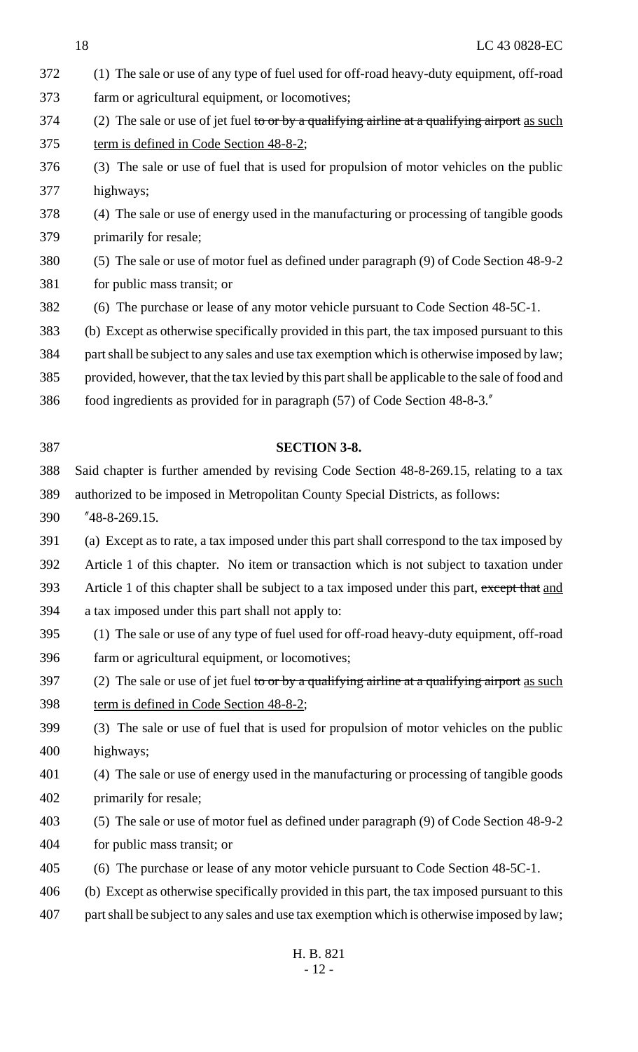(1) The sale or use of any type of fuel used for off-road heavy-duty equipment, off-road farm or agricultural equipment, or locomotives;

(2) The sale or use of jet fuel ~~to or by a qualifying airline at a qualifying airport~~ as such term is defined in Code Section 48-8-2;

(3) The sale or use of fuel that is used for propulsion of motor vehicles on the public highways;

(4) The sale or use of energy used in the manufacturing or processing of tangible goods primarily for resale;

(5) The sale or use of motor fuel as defined under paragraph (9) of Code Section 48-9-2 for public mass transit; or

(6) The purchase or lease of any motor vehicle pursuant to Code Section 48-5C-1.

(b) Except as otherwise specifically provided in this part, the tax imposed pursuant to this part shall be subject to any sales and use tax exemption which is otherwise imposed by law; provided, however, that the tax levied by this part shall be applicable to the sale of food and food ingredients as provided for in paragraph (57) of Code Section 48-8-3."

**SECTION 3-8.**

Said chapter is further amended by revising Code Section 48-8-269.15, relating to a tax authorized to be imposed in Metropolitan County Special Districts, as follows:

"48-8-269.15.

(a) Except as to rate, a tax imposed under this part shall correspond to the tax imposed by Article 1 of this chapter. No item or transaction which is not subject to taxation under Article 1 of this chapter shall be subject to a tax imposed under this part, ~~except that~~ and a tax imposed under this part shall not apply to:

(1) The sale or use of any type of fuel used for off-road heavy-duty equipment, off-road farm or agricultural equipment, or locomotives;

(2) The sale or use of jet fuel ~~to or by a qualifying airline at a qualifying airport~~ as such term is defined in Code Section 48-8-2;

(3) The sale or use of fuel that is used for propulsion of motor vehicles on the public highways;

(4) The sale or use of energy used in the manufacturing or processing of tangible goods primarily for resale;

(5) The sale or use of motor fuel as defined under paragraph (9) of Code Section 48-9-2 for public mass transit; or

(6) The purchase or lease of any motor vehicle pursuant to Code Section 48-5C-1.

(b) Except as otherwise specifically provided in this part, the tax imposed pursuant to this part shall be subject to any sales and use tax exemption which is otherwise imposed by law;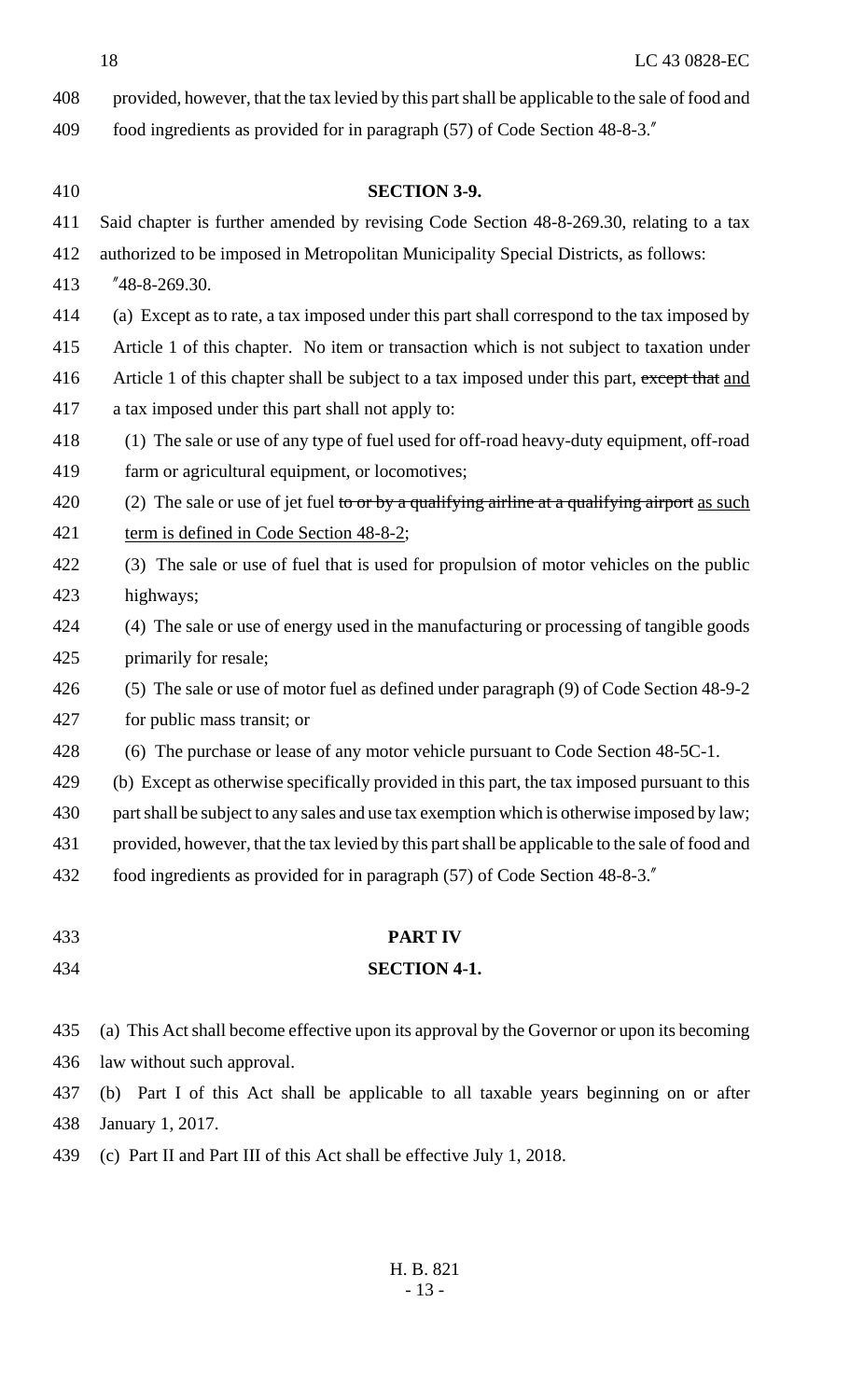provided, however, that the tax levied by this part shall be applicable to the sale of food and food ingredients as provided for in paragraph (57) of Code Section 48-8-3."

**SECTION 3-9.**

Said chapter is further amended by revising Code Section 48-8-269.30, relating to a tax authorized to be imposed in Metropolitan Municipality Special Districts, as follows:

"48-8-269.30.

(a) Except as to rate, a tax imposed under this part shall correspond to the tax imposed by Article 1 of this chapter. No item or transaction which is not subject to taxation under Article 1 of this chapter shall be subject to a tax imposed under this part, ~~except that~~ and a tax imposed under this part shall not apply to:

(1) The sale or use of any type of fuel used for off-road heavy-duty equipment, off-road farm or agricultural equipment, or locomotives;

(2) The sale or use of jet fuel ~~to or by a qualifying airline at a qualifying airport~~ as such term is defined in Code Section 48-8-2;

(3) The sale or use of fuel that is used for propulsion of motor vehicles on the public highways;

(4) The sale or use of energy used in the manufacturing or processing of tangible goods primarily for resale;

(5) The sale or use of motor fuel as defined under paragraph (9) of Code Section 48-9-2 for public mass transit; or

(6) The purchase or lease of any motor vehicle pursuant to Code Section 48-5C-1.

(b) Except as otherwise specifically provided in this part, the tax imposed pursuant to this part shall be subject to any sales and use tax exemption which is otherwise imposed by law; provided, however, that the tax levied by this part shall be applicable to the sale of food and food ingredients as provided for in paragraph (57) of Code Section 48-8-3."

**PART IV**

**SECTION 4-1.**

(a) This Act shall become effective upon its approval by the Governor or upon its becoming law without such approval.

(b) Part I of this Act shall be applicable to all taxable years beginning on or after January 1, 2017.

(c) Part II and Part III of this Act shall be effective July 1, 2018.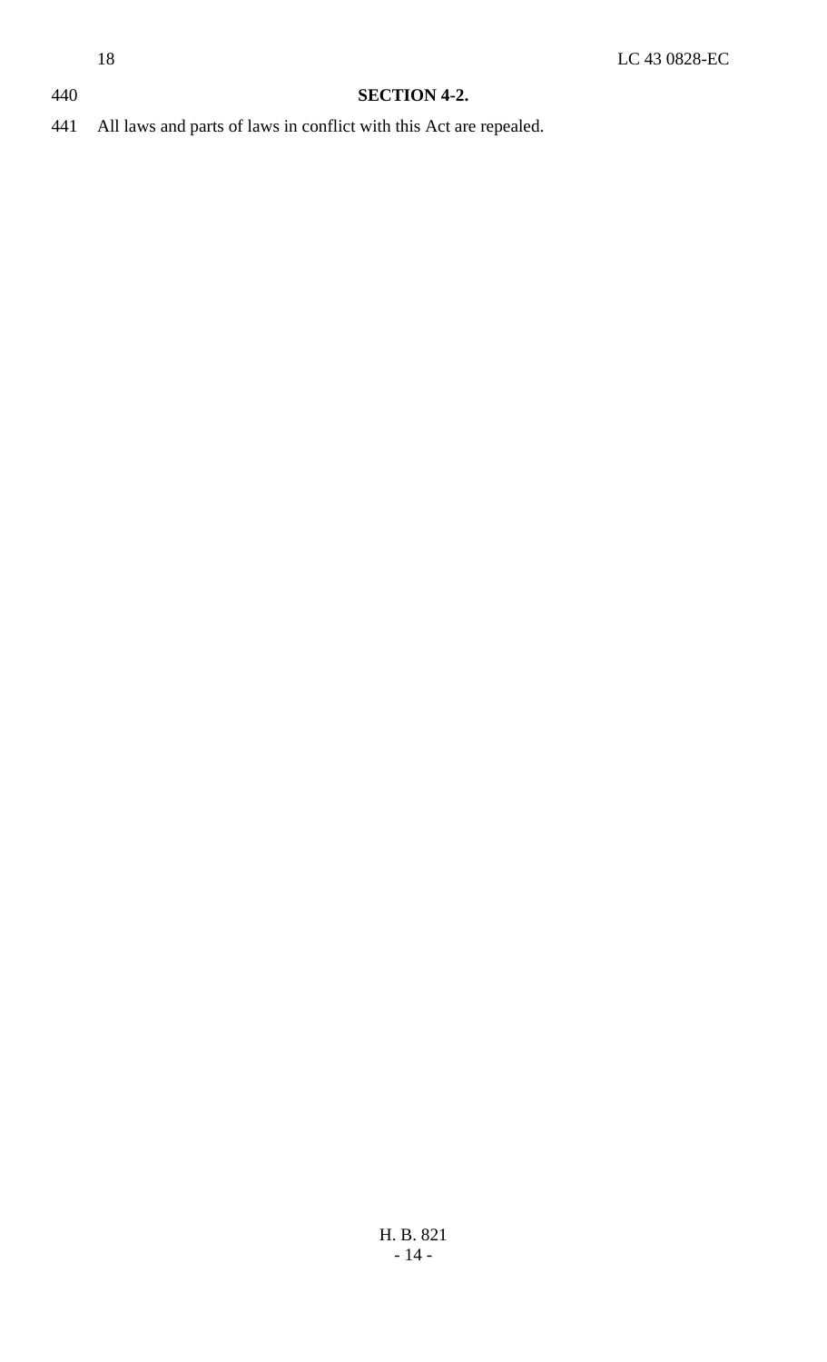**SECTION 4-2.**

All laws and parts of laws in conflict with this Act are repealed.